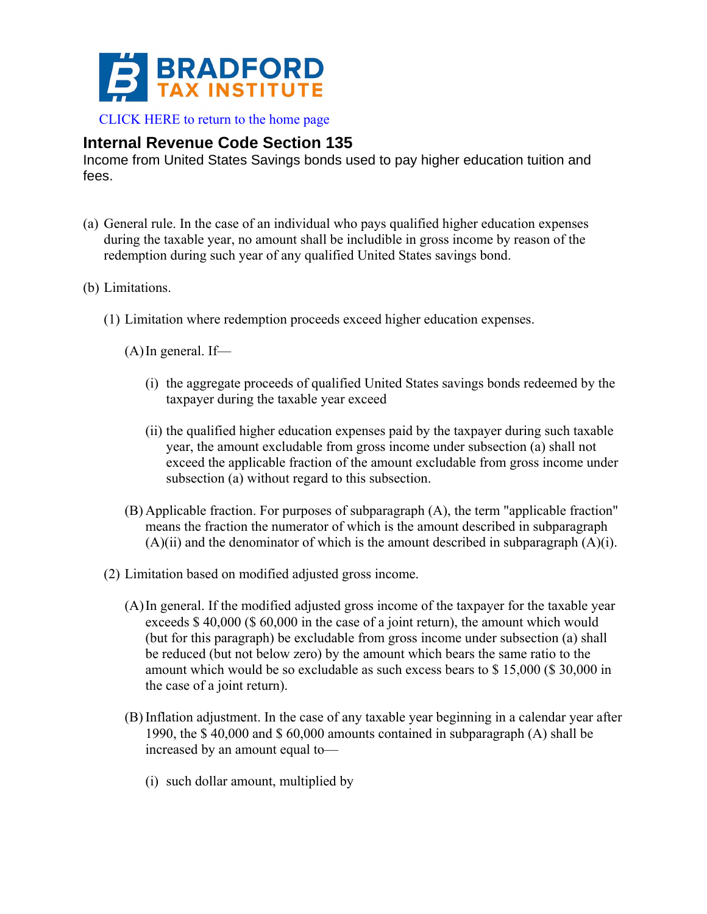BRADFORD TAX INSTITUTE

CLICK HERE to return to the home page

## Internal Revenue Code Section 135

Income from United States Savings bonds used to pay higher education tuition and fees.

(a) General rule. In the case of an individual who pays qualified higher education expenses during the taxable year, no amount shall be includible in gross income by reason of the redemption during such year of any qualified United States savings bond.

(b) Limitations.

(1) Limitation where redemption proceeds exceed higher education expenses.

(A) In general. If—

(i) the aggregate proceeds of qualified United States savings bonds redeemed by the taxpayer during the taxable year exceed

(ii) the qualified higher education expenses paid by the taxpayer during such taxable year, the amount excludable from gross income under subsection (a) shall not exceed the applicable fraction of the amount excludable from gross income under subsection (a) without regard to this subsection.

(B) Applicable fraction. For purposes of subparagraph (A), the term "applicable fraction" means the fraction the numerator of which is the amount described in subparagraph (A)(ii) and the denominator of which is the amount described in subparagraph (A)(i).

(2) Limitation based on modified adjusted gross income.

(A) In general. If the modified adjusted gross income of the taxpayer for the taxable year exceeds $ 40,000 ($ 60,000 in the case of a joint return), the amount which would (but for this paragraph) be excludable from gross income under subsection (a) shall be reduced (but not below zero) by the amount which bears the same ratio to the amount which would be so excludable as such excess bears to $ 15,000 ($ 30,000 in the case of a joint return).

(B) Inflation adjustment. In the case of any taxable year beginning in a calendar year after 1990, the $ 40,000 and $ 60,000 amounts contained in subparagraph (A) shall be increased by an amount equal to—

(i) such dollar amount, multiplied by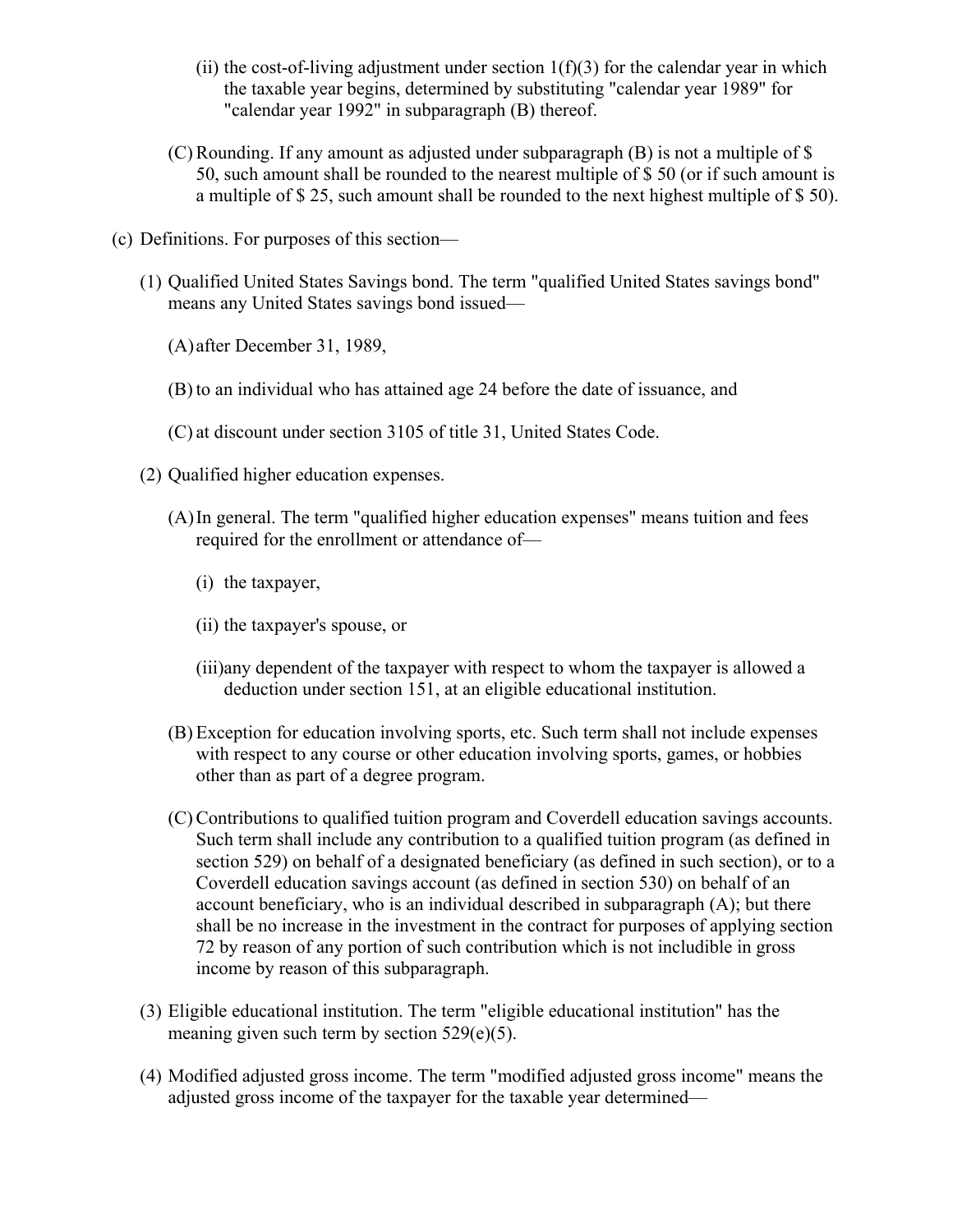(ii) the cost-of-living adjustment under section 1(f)(3) for the calendar year in which the taxable year begins, determined by substituting "calendar year 1989" for "calendar year 1992" in subparagraph (B) thereof.

(C) Rounding. If any amount as adjusted under subparagraph (B) is not a multiple of $ 50, such amount shall be rounded to the nearest multiple of $ 50 (or if such amount is a multiple of $ 25, such amount shall be rounded to the next highest multiple of $ 50).

(c) Definitions. For purposes of this section—

(1) Qualified United States Savings bond. The term "qualified United States savings bond" means any United States savings bond issued—

(A) after December 31, 1989,

(B) to an individual who has attained age 24 before the date of issuance, and

(C) at discount under section 3105 of title 31, United States Code.

(2) Qualified higher education expenses.

(A) In general. The term "qualified higher education expenses" means tuition and fees required for the enrollment or attendance of—

(i) the taxpayer,

(ii) the taxpayer's spouse, or

(iii) any dependent of the taxpayer with respect to whom the taxpayer is allowed a deduction under section 151, at an eligible educational institution.

(B) Exception for education involving sports, etc. Such term shall not include expenses with respect to any course or other education involving sports, games, or hobbies other than as part of a degree program.

(C) Contributions to qualified tuition program and Coverdell education savings accounts. Such term shall include any contribution to a qualified tuition program (as defined in section 529) on behalf of a designated beneficiary (as defined in such section), or to a Coverdell education savings account (as defined in section 530) on behalf of an account beneficiary, who is an individual described in subparagraph (A); but there shall be no increase in the investment in the contract for purposes of applying section 72 by reason of any portion of such contribution which is not includible in gross income by reason of this subparagraph.

(3) Eligible educational institution. The term "eligible educational institution" has the meaning given such term by section 529(e)(5).

(4) Modified adjusted gross income. The term "modified adjusted gross income" means the adjusted gross income of the taxpayer for the taxable year determined—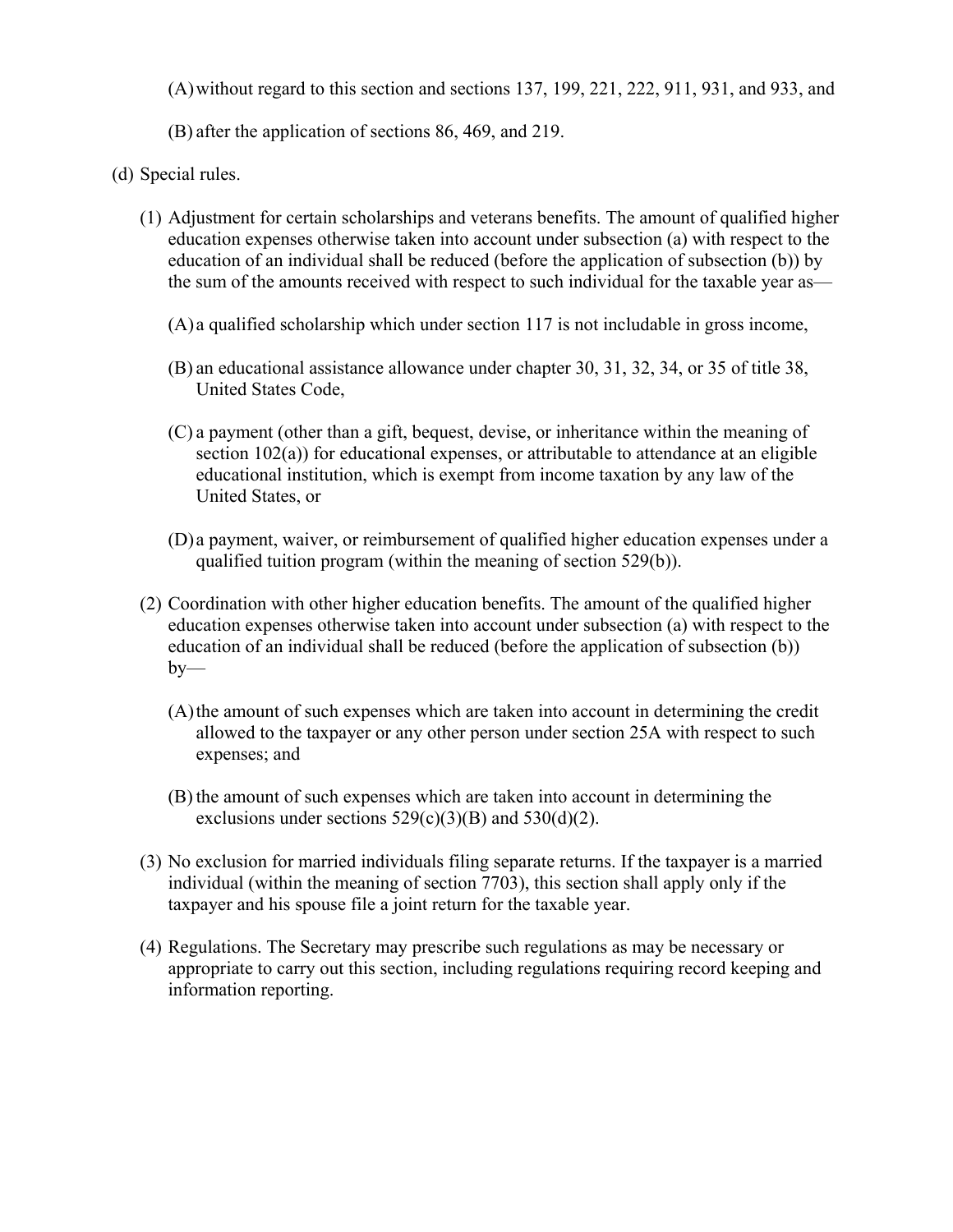(A) without regard to this section and sections 137, 199, 221, 222, 911, 931, and 933, and

(B) after the application of sections 86, 469, and 219.

(d) Special rules.

(1) Adjustment for certain scholarships and veterans benefits. The amount of qualified higher education expenses otherwise taken into account under subsection (a) with respect to the education of an individual shall be reduced (before the application of subsection (b)) by the sum of the amounts received with respect to such individual for the taxable year as—

(A) a qualified scholarship which under section 117 is not includable in gross income,

(B) an educational assistance allowance under chapter 30, 31, 32, 34, or 35 of title 38, United States Code,

(C) a payment (other than a gift, bequest, devise, or inheritance within the meaning of section 102(a)) for educational expenses, or attributable to attendance at an eligible educational institution, which is exempt from income taxation by any law of the United States, or

(D) a payment, waiver, or reimbursement of qualified higher education expenses under a qualified tuition program (within the meaning of section 529(b)).

(2) Coordination with other higher education benefits. The amount of the qualified higher education expenses otherwise taken into account under subsection (a) with respect to the education of an individual shall be reduced (before the application of subsection (b)) by—

(A) the amount of such expenses which are taken into account in determining the credit allowed to the taxpayer or any other person under section 25A with respect to such expenses; and

(B) the amount of such expenses which are taken into account in determining the exclusions under sections 529(c)(3)(B) and 530(d)(2).

(3) No exclusion for married individuals filing separate returns. If the taxpayer is a married individual (within the meaning of section 7703), this section shall apply only if the taxpayer and his spouse file a joint return for the taxable year.

(4) Regulations. The Secretary may prescribe such regulations as may be necessary or appropriate to carry out this section, including regulations requiring record keeping and information reporting.